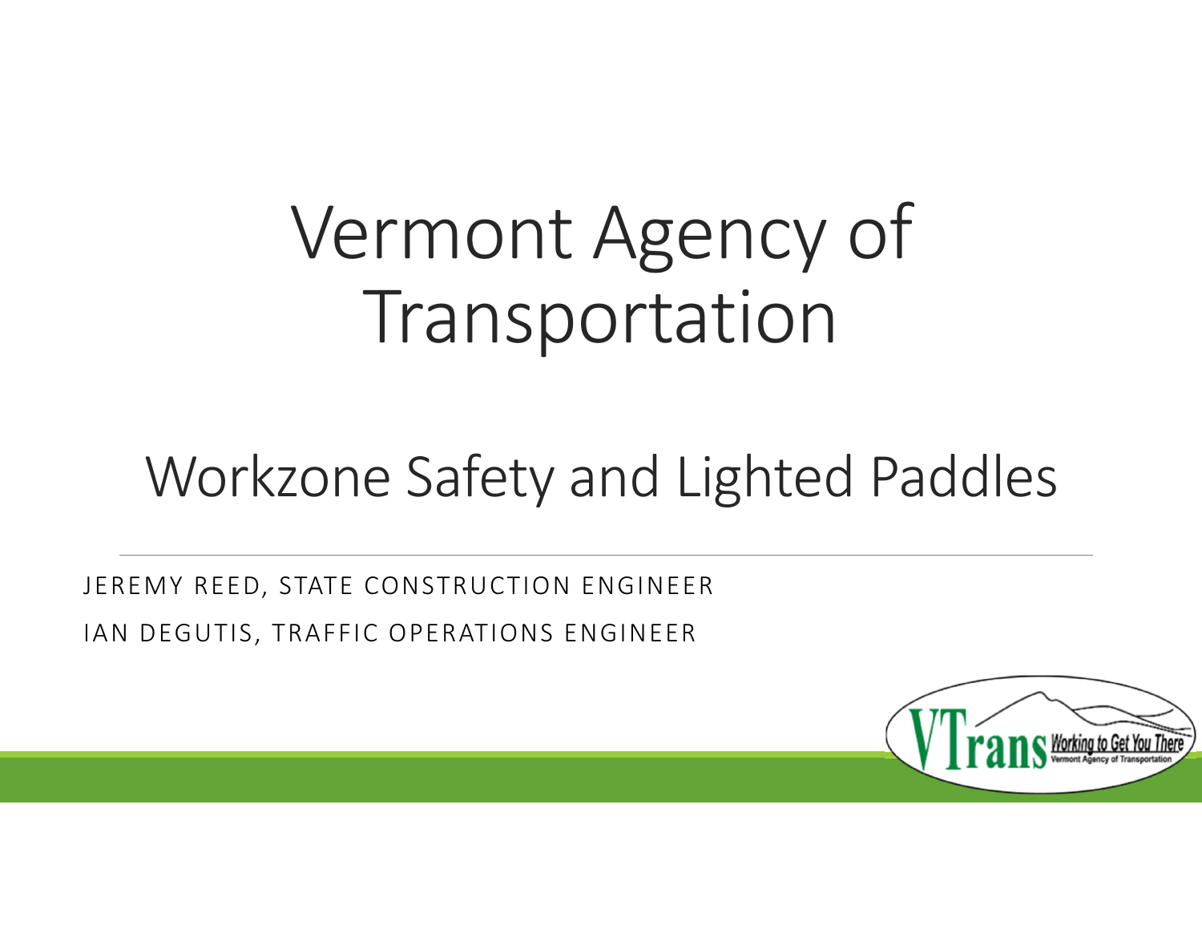# Vermont Agency of Transportation

## Workzone Safety and Lighted Paddles

JEREMY REED, STATE CONSTRUCTION ENGINEER

IAN DEGUTIS, TRAFFIC OPERATIONS ENGINEER

VTrans Working to Get You There
Vermont Agency of Transportation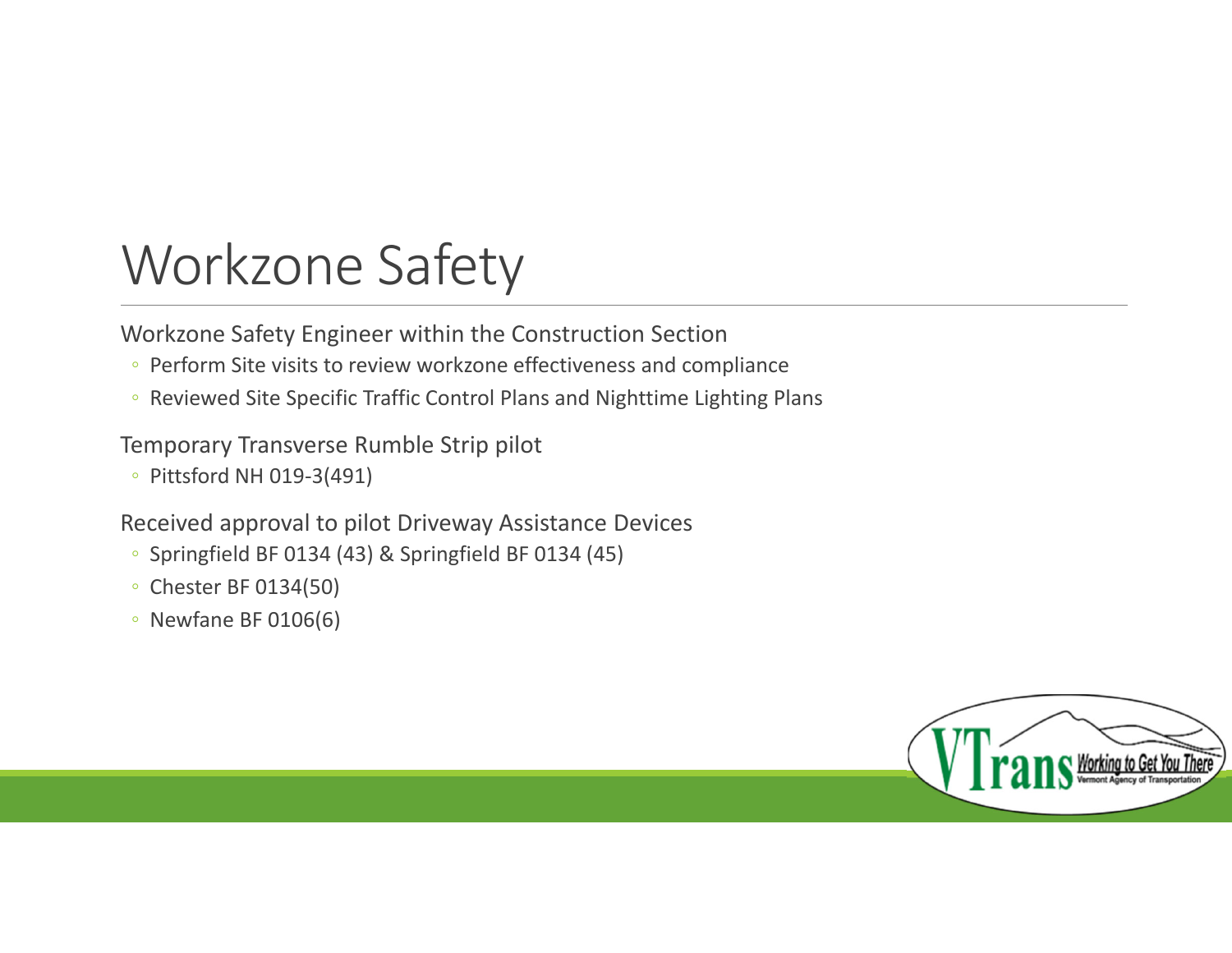# Workzone Safety

Workzone Safety Engineer within the Construction Section

- Perform Site visits to review workzone effectiveness and compliance
- Reviewed Site Specific Traffic Control Plans and Nighttime Lighting Plans

Temporary Transverse Rumble Strip pilot

- Pittsford NH 019-3(491)

Received approval to pilot Driveway Assistance Devices

- Springfield BF 0134 (43) & Springfield BF 0134 (45)
- Chester BF 0134(50)
- Newfane BF 0106(6)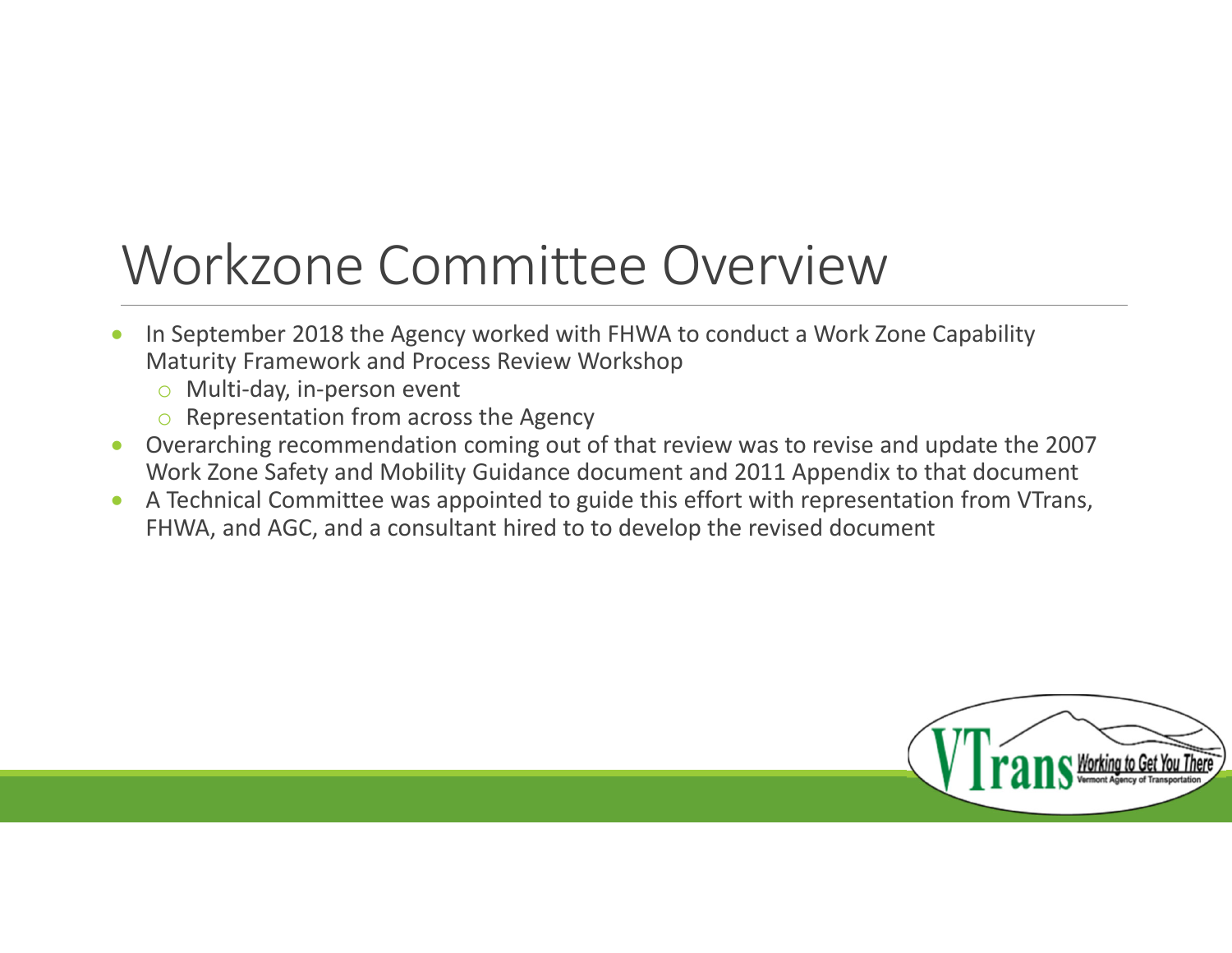# Workzone Committee Overview

- In September 2018 the Agency worked with FHWA to conduct a Work Zone Capability Maturity Framework and Process Review Workshop
  - Multi-day, in-person event
  - Representation from across the Agency
- Overarching recommendation coming out of that review was to revise and update the 2007 Work Zone Safety and Mobility Guidance document and 2011 Appendix to that document
- A Technical Committee was appointed to guide this effort with representation from VTrans, FHWA, and AGC, and a consultant hired to to develop the revised document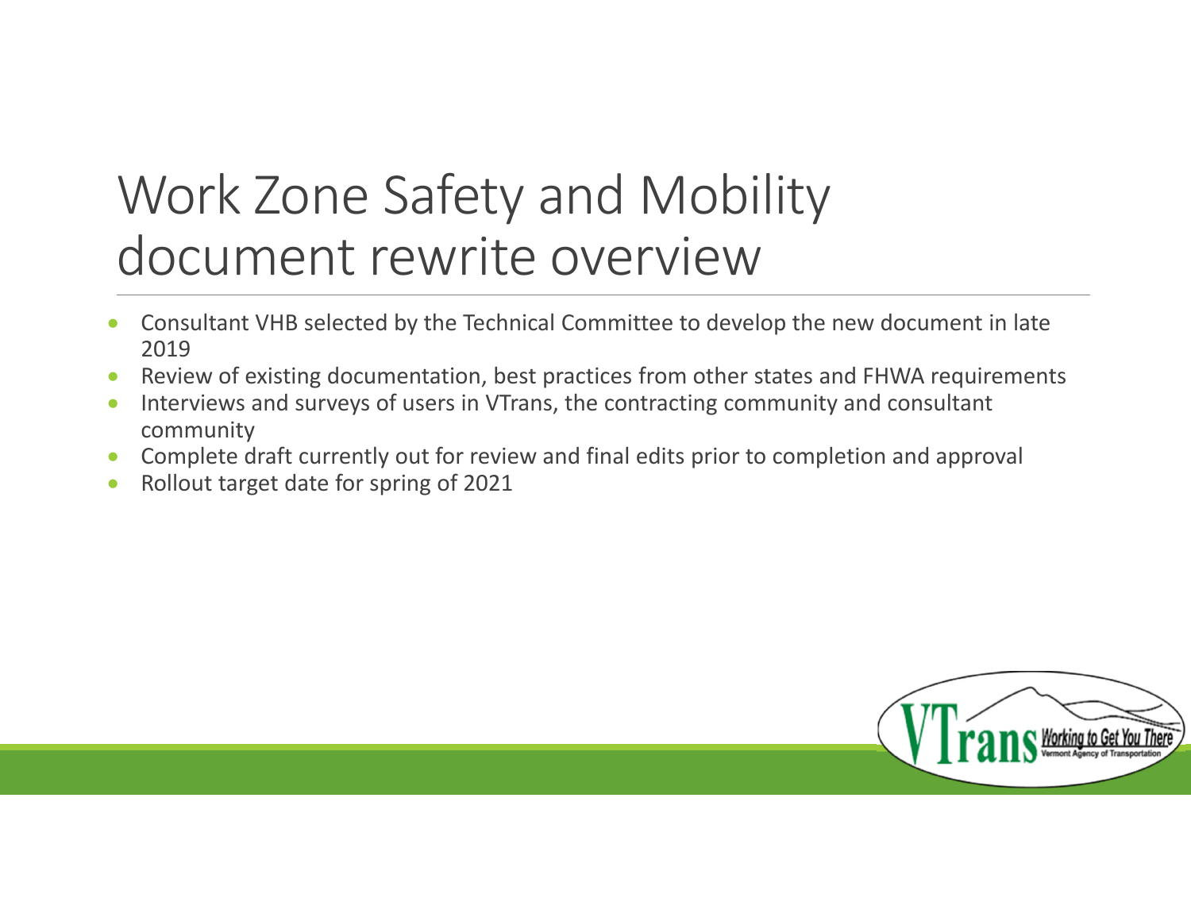# Work Zone Safety and Mobility document rewrite overview

- Consultant VHB selected by the Technical Committee to develop the new document in late 2019
- Review of existing documentation, best practices from other states and FHWA requirements
- Interviews and surveys of users in VTrans, the contracting community and consultant community
- Complete draft currently out for review and final edits prior to completion and approval
- Rollout target date for spring of 2021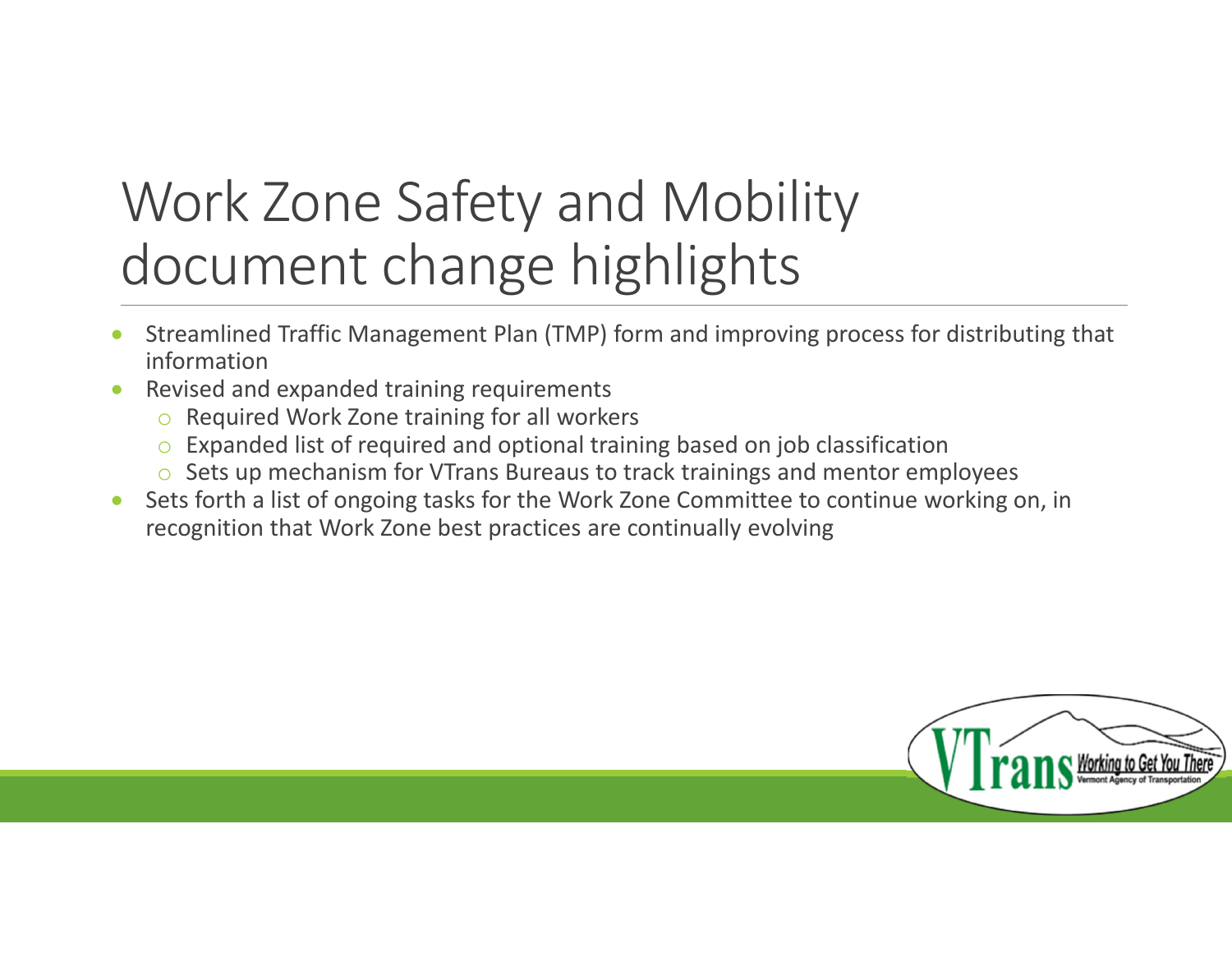# Work Zone Safety and Mobility document change highlights

- Streamlined Traffic Management Plan (TMP) form and improving process for distributing that information
- Revised and expanded training requirements
  - Required Work Zone training for all workers
  - Expanded list of required and optional training based on job classification
  - Sets up mechanism for VTrans Bureaus to track trainings and mentor employees
- Sets forth a list of ongoing tasks for the Work Zone Committee to continue working on, in recognition that Work Zone best practices are continually evolving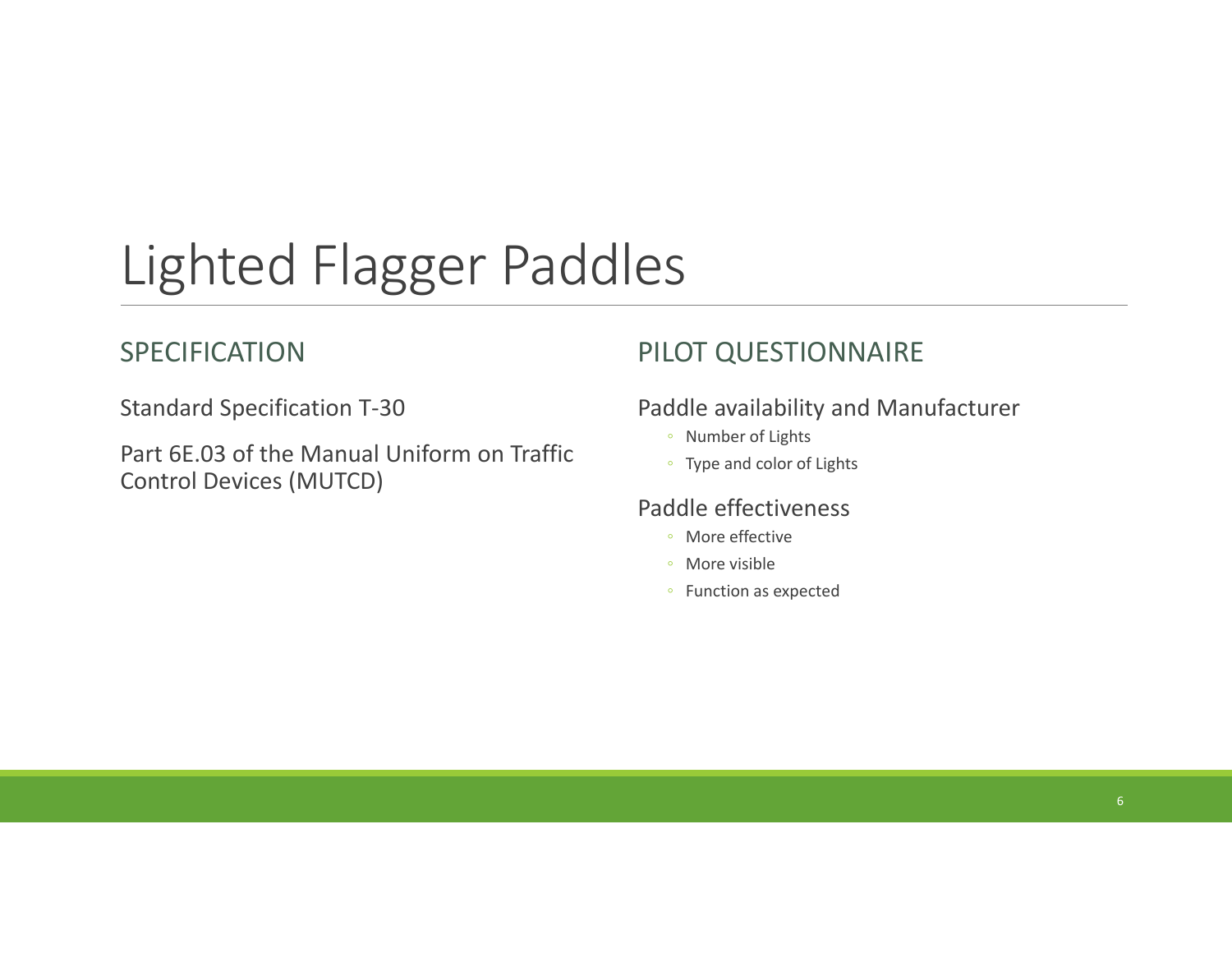# Lighted Flagger Paddles

## SPECIFICATION

Standard Specification T-30

Part 6E.03 of the Manual Uniform on Traffic Control Devices (MUTCD)

## PILOT QUESTIONNAIRE

Paddle availability and Manufacturer

- Number of Lights
- Type and color of Lights

Paddle effectiveness

- More effective
- More visible
- Function as expected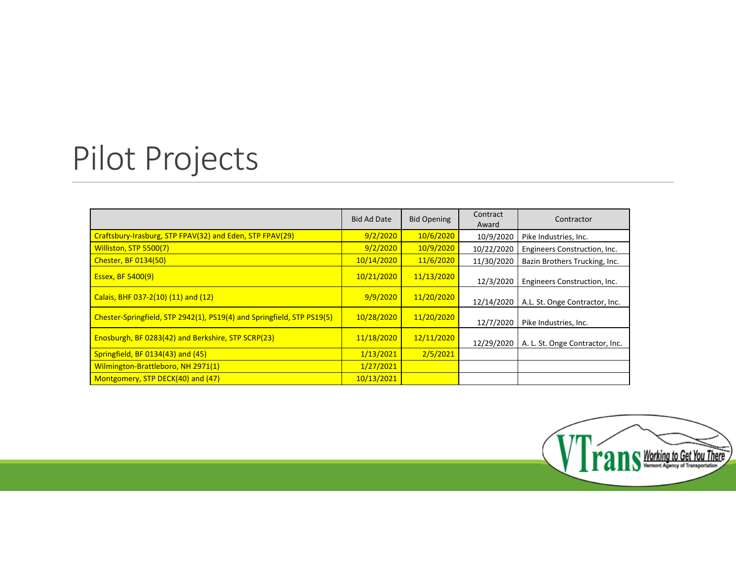# Pilot Projects

| | Bid Ad Date | Bid Opening | Contract Award | Contractor |
|---|---|---|---|---|
| Craftsbury-Irasburg, STP FPAV(32) and Eden, STP FPAV(29) | 9/2/2020 | 10/6/2020 | 10/9/2020 | Pike Industries, Inc. |
| Williston, STP 5500(7) | 9/2/2020 | 10/9/2020 | 10/22/2020 | Engineers Construction, Inc. |
| Chester, BF 0134(50) | 10/14/2020 | 11/6/2020 | 11/30/2020 | Bazin Brothers Trucking, Inc. |
| Essex, BF 5400(9) | 10/21/2020 | 11/13/2020 | 12/3/2020 | Engineers Construction, Inc. |
| Calais, BHF 037-2(10) (11) and (12) | 9/9/2020 | 11/20/2020 | 12/14/2020 | A.L. St. Onge Contractor, Inc. |
| Chester-Springfield, STP 2942(1), PS19(4) and Springfield, STP PS19(5) | 10/28/2020 | 11/20/2020 | 12/7/2020 | Pike Industries, Inc. |
| Enosburgh, BF 0283(42) and Berkshire, STP SCRP(23) | 11/18/2020 | 12/11/2020 | 12/29/2020 | A. L. St. Onge Contractor, Inc. |
| Springfield, BF 0134(43) and (45) | 1/13/2021 | 2/5/2021 | | |
| Wilmington-Brattleboro, NH 2971(1) | 1/27/2021 | | | |
| Montgomery, STP DECK(40) and (47) | 10/13/2021 | | | |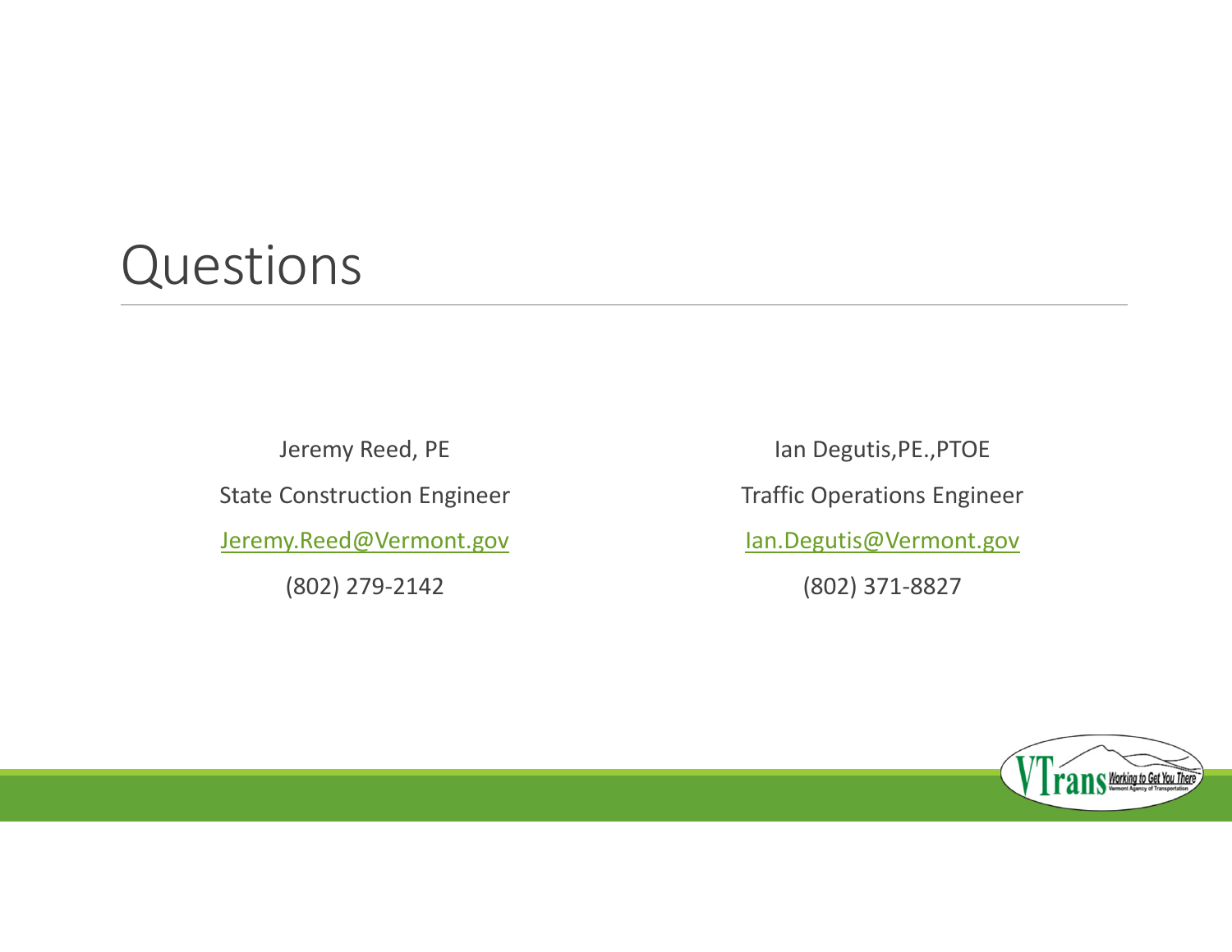# Questions

Jeremy Reed, PE

State Construction Engineer

Jeremy.Reed@Vermont.gov

(802) 279-2142

Ian Degutis,PE.,PTOE

Traffic Operations Engineer

Ian.Degutis@Vermont.gov

(802) 371-8827